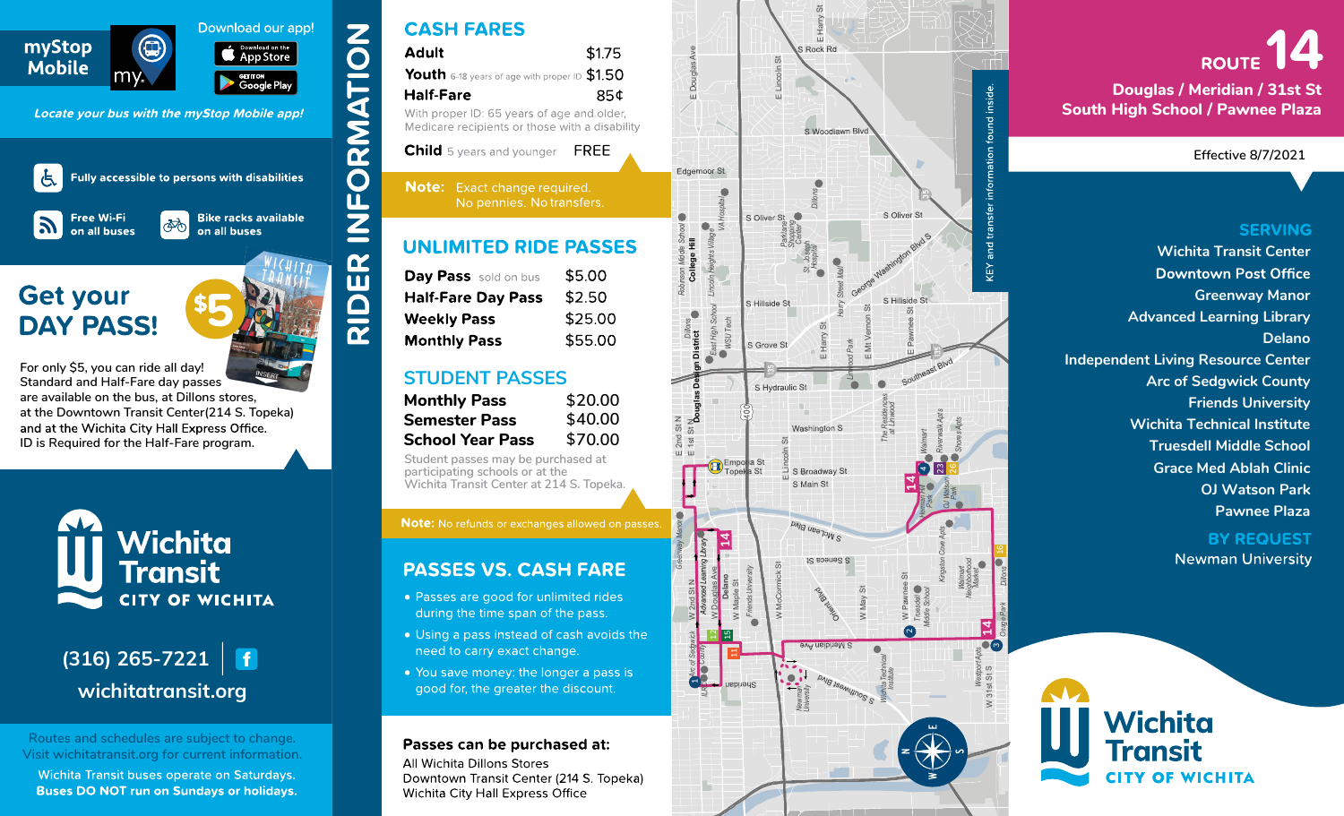# myStop Mobile

Download our app!

Download on the App Store

Get it on Google Play

*Locate your bus with the myStop Mobile app!*

**Fully accessible to persons with disabilities**

**Free Wi-Fi on all buses**

**Bike racks available on all buses**

## Get your DAY PASS! $5

For only $5, you can ride all day! Standard and Half-Fare day passes are available on the bus, at Dillons stores, at the Downtown Transit Center(214 S. Topeka) and at the Wichita City Hall Express Office. ID is Required for the Half-Fare program.

**Wichita Transit**
**CITY OF WICHITA**

(316) 265-7221

wichitatransit.org

Routes and schedules are subject to change. Visit wichitatransit.org for current information.

Wichita Transit buses operate on Saturdays.
**Buses DO NOT run on Sundays or holidays.**

# RIDER INFORMATION

## CASH FARES

| | |
|---|---|
| **Adult** | $1.75 |
| **Youth** 6-18 years of age with proper ID | $1.50 |
| **Half-Fare** | 85¢ |
| With proper ID: 65 years of age and older, Medicare recipients or those with a disability | |
| **Child** 5 years and younger | FREE |

**Note:** Exact change required. No pennies. No transfers.

## UNLIMITED RIDE PASSES

| | |
|---|---|
| **Day Pass** sold on bus | $5.00 |
| **Half-Fare Day Pass** | $2.50 |
| **Weekly Pass** | $25.00 |
| **Monthly Pass** | $55.00 |

## STUDENT PASSES

| | |
|---|---|
| **Monthly Pass** | $20.00 |
| **Semester Pass** | $40.00 |
| **School Year Pass** | $70.00 |

Student passes may be purchased at participating schools or at the Wichita Transit Center at 214 S. Topeka.

**Note:** No refunds or exchanges allowed on passes.

## PASSES VS. CASH FARE

- Passes are good for unlimited rides during the time span of the pass.
- Using a pass instead of cash avoids the need to carry exact change.
- You save money: the longer a pass is good for, the greater the discount.

**Passes can be purchased at:**

All Wichita Dillons Stores
Downtown Transit Center (214 S. Topeka)
Wichita City Hall Express Office

KEY and transfer information found inside.

# ROUTE 14

**Douglas / Meridian / 31st St**
**South High School / Pawnee Plaza**

Effective 8/7/2021

## SERVING

Wichita Transit Center
Downtown Post Office
Greenway Manor
Advanced Learning Library
Delano
Independent Living Resource Center
Arc of Sedgwick County
Friends University
Wichita Technical Institute
Truesdell Middle School
Grace Med Ablah Clinic
OJ Watson Park
Pawnee Plaza

## BY REQUEST

Newman University

**Wichita Transit**
**CITY OF WICHITA**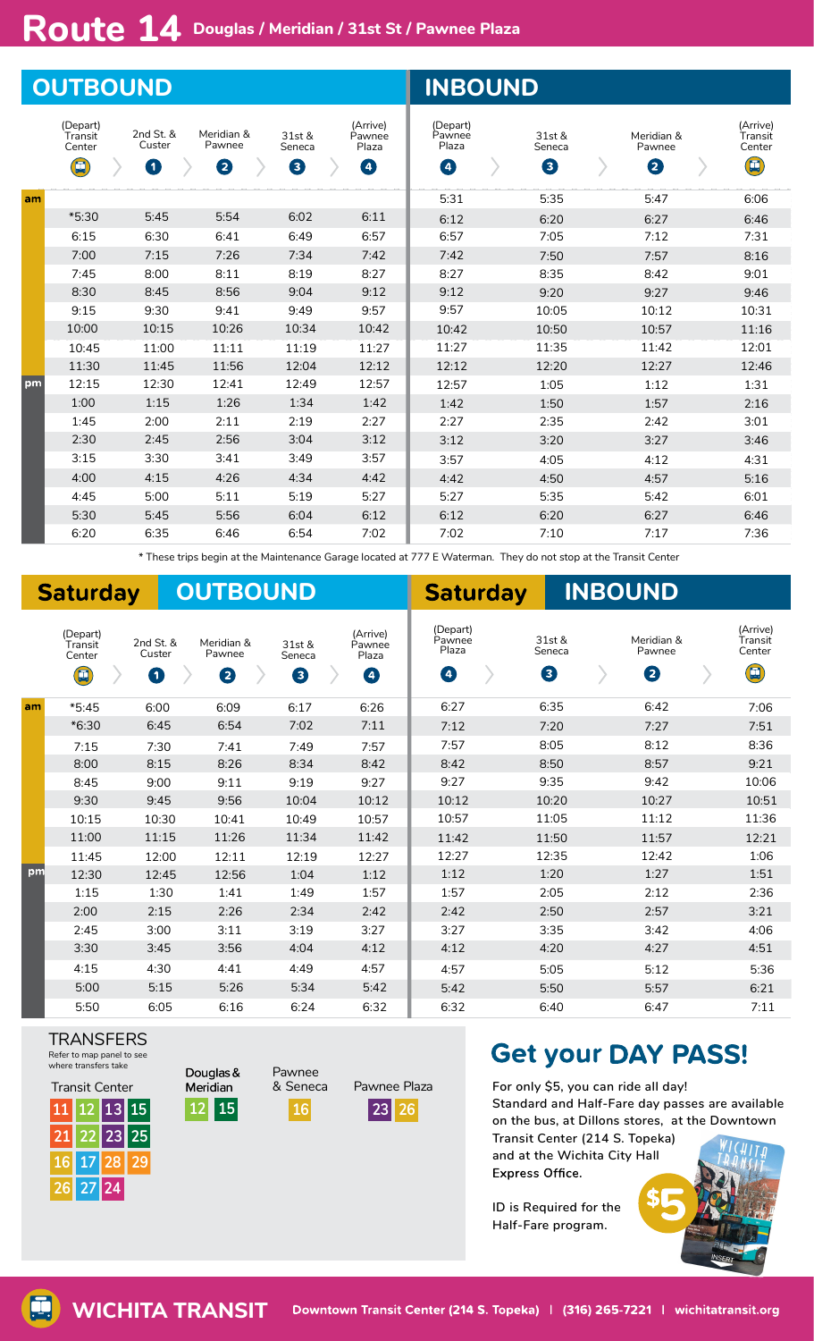# Route 14 Douglas / Meridian / 31st St / Pawnee Plaza

## OUTBOUND / INBOUND

| | (Depart) Transit Center | 2nd St. & Custer (1) | Meridian & Pawnee (2) | 31st & Seneca (3) | (Arrive) Pawnee Plaza (4) | (Depart) Pawnee Plaza (4) | 31st & Seneca (3) | Meridian & Pawnee (2) | (Arrive) Transit Center |
|---|---|---|---|---|---|---|---|---|---|
| am | | | | | | 5:31 | 5:35 | 5:47 | 6:06 |
| | *5:30 | 5:45 | 5:54 | 6:02 | 6:11 | 6:12 | 6:20 | 6:27 | 6:46 |
| | 6:15 | 6:30 | 6:41 | 6:49 | 6:57 | 6:57 | 7:05 | 7:12 | 7:31 |
| | 7:00 | 7:15 | 7:26 | 7:34 | 7:42 | 7:42 | 7:50 | 7:57 | 8:16 |
| | 7:45 | 8:00 | 8:11 | 8:19 | 8:27 | 8:27 | 8:35 | 8:42 | 9:01 |
| | 8:30 | 8:45 | 8:56 | 9:04 | 9:12 | 9:12 | 9:20 | 9:27 | 9:46 |
| | 9:15 | 9:30 | 9:41 | 9:49 | 9:57 | 9:57 | 10:05 | 10:12 | 10:31 |
| | 10:00 | 10:15 | 10:26 | 10:34 | 10:42 | 10:42 | 10:50 | 10:57 | 11:16 |
| | 10:45 | 11:00 | 11:11 | 11:19 | 11:27 | 11:27 | 11:35 | 11:42 | 12:01 |
| | 11:30 | 11:45 | 11:56 | 12:04 | 12:12 | 12:12 | 12:20 | 12:27 | 12:46 |
| pm | 12:15 | 12:30 | 12:41 | 12:49 | 12:57 | 12:57 | 1:05 | 1:12 | 1:31 |
| | 1:00 | 1:15 | 1:26 | 1:34 | 1:42 | 1:42 | 1:50 | 1:57 | 2:16 |
| | 1:45 | 2:00 | 2:11 | 2:19 | 2:27 | 2:27 | 2:35 | 2:42 | 3:01 |
| | 2:30 | 2:45 | 2:56 | 3:04 | 3:12 | 3:12 | 3:20 | 3:27 | 3:46 |
| | 3:15 | 3:30 | 3:41 | 3:49 | 3:57 | 3:57 | 4:05 | 4:12 | 4:31 |
| | 4:00 | 4:15 | 4:26 | 4:34 | 4:42 | 4:42 | 4:50 | 4:57 | 5:16 |
| | 4:45 | 5:00 | 5:11 | 5:19 | 5:27 | 5:27 | 5:35 | 5:42 | 6:01 |
| | 5:30 | 5:45 | 5:56 | 6:04 | 6:12 | 6:12 | 6:20 | 6:27 | 6:46 |
| | 6:20 | 6:35 | 6:46 | 6:54 | 7:02 | 7:02 | 7:10 | 7:17 | 7:36 |

\* These trips begin at the Maintenance Garage located at 777 E Waterman. They do not stop at the Transit Center

## Saturday OUTBOUND / Saturday INBOUND

| | (Depart) Transit Center | 2nd St. & Custer (1) | Meridian & Pawnee (2) | 31st & Seneca (3) | (Arrive) Pawnee Plaza (4) | (Depart) Pawnee Plaza (4) | 31st & Seneca (3) | Meridian & Pawnee (2) | (Arrive) Transit Center |
|---|---|---|---|---|---|---|---|---|---|
| am | *5:45 | 6:00 | 6:09 | 6:17 | 6:26 | 6:27 | 6:35 | 6:42 | 7:06 |
| | *6:30 | 6:45 | 6:54 | 7:02 | 7:11 | 7:12 | 7:20 | 7:27 | 7:51 |
| | 7:15 | 7:30 | 7:41 | 7:49 | 7:57 | 7:57 | 8:05 | 8:12 | 8:36 |
| | 8:00 | 8:15 | 8:26 | 8:34 | 8:42 | 8:42 | 8:50 | 8:57 | 9:21 |
| | 8:45 | 9:00 | 9:11 | 9:19 | 9:27 | 9:27 | 9:35 | 9:42 | 10:06 |
| | 9:30 | 9:45 | 9:56 | 10:04 | 10:12 | 10:12 | 10:20 | 10:27 | 10:51 |
| | 10:15 | 10:30 | 10:41 | 10:49 | 10:57 | 10:57 | 11:05 | 11:12 | 11:36 |
| | 11:00 | 11:15 | 11:26 | 11:34 | 11:42 | 11:42 | 11:50 | 11:57 | 12:21 |
| | 11:45 | 12:00 | 12:11 | 12:19 | 12:27 | 12:27 | 12:35 | 12:42 | 1:06 |
| pm | 12:30 | 12:45 | 12:56 | 1:04 | 1:12 | 1:12 | 1:20 | 1:27 | 1:51 |
| | 1:15 | 1:30 | 1:41 | 1:49 | 1:57 | 1:57 | 2:05 | 2:12 | 2:36 |
| | 2:00 | 2:15 | 2:26 | 2:34 | 2:42 | 2:42 | 2:50 | 2:57 | 3:21 |
| | 2:45 | 3:00 | 3:11 | 3:19 | 3:27 | 3:27 | 3:35 | 3:42 | 4:06 |
| | 3:30 | 3:45 | 3:56 | 4:04 | 4:12 | 4:12 | 4:20 | 4:27 | 4:51 |
| | 4:15 | 4:30 | 4:41 | 4:49 | 4:57 | 4:57 | 5:05 | 5:12 | 5:36 |
| | 5:00 | 5:15 | 5:26 | 5:34 | 5:42 | 5:42 | 5:50 | 5:57 | 6:21 |
| | 5:50 | 6:05 | 6:16 | 6:24 | 6:32 | 6:32 | 6:40 | 6:47 | 7:11 |

### TRANSFERS

Refer to map panel to see where transfers take

| Transit Center | Douglas & Meridian | Pawnee & Seneca | Pawnee Plaza |
|---|---|---|---|
| 11, 12, 13, 15, 21, 22, 23, 25, 16, 17, 28, 29, 26, 27, 24 | 12, 15 | 16 | 23, 26 |

## Get your DAY PASS!

For only $5, you can ride all day! Standard and Half-Fare day passes are available on the bus, at Dillons stores, at the Downtown Transit Center (214 S. Topeka) and at the Wichita City Hall Express Office.

ID is Required for the Half-Fare program.

$5

**WICHITA TRANSIT** Downtown Transit Center (214 S. Topeka) | (316) 265-7221 | wichitatransit.org